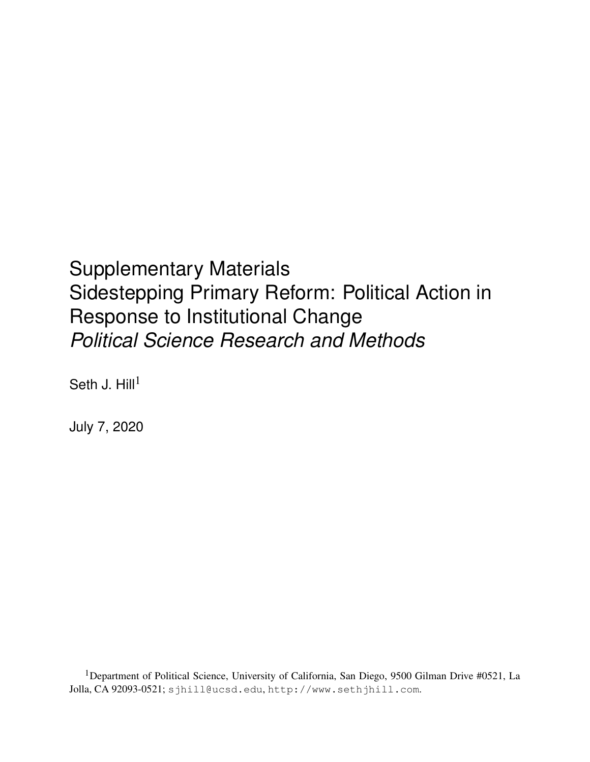# Supplementary Materials
# Sidestepping Primary Reform: Political Action in Response to Institutional Change
# *Political Science Research and Methods*

Seth J. Hill[1]

July 7, 2020

[1]Department of Political Science, University of California, San Diego, 9500 Gilman Drive #0521, La Jolla, CA 92093-0521; sjhill@ucsd.edu, http://www.sethjhill.com.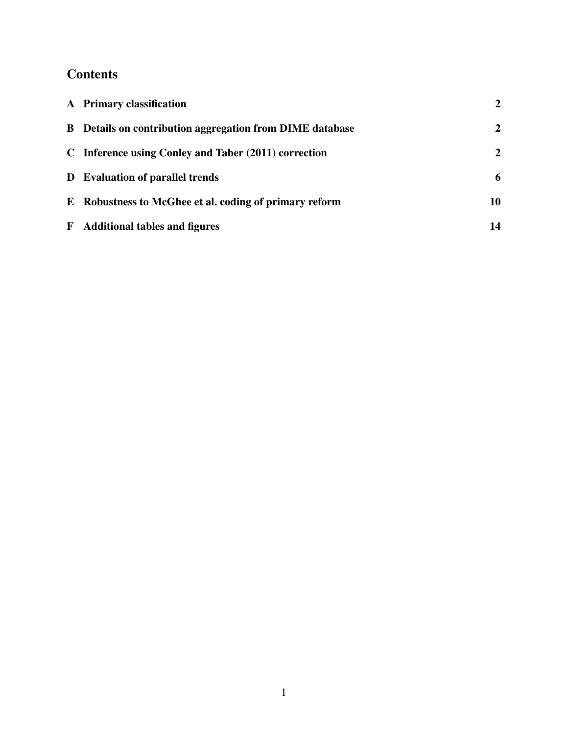## Contents

| | | |
|---|---|---|
| **A** | **Primary classification** | **2** |
| **B** | **Details on contribution aggregation from DIME database** | **2** |
| **C** | **Inference using Conley and Taber (2011) correction** | **2** |
| **D** | **Evaluation of parallel trends** | **6** |
| **E** | **Robustness to McGhee et al. coding of primary reform** | **10** |
| **F** | **Additional tables and figures** | **14** |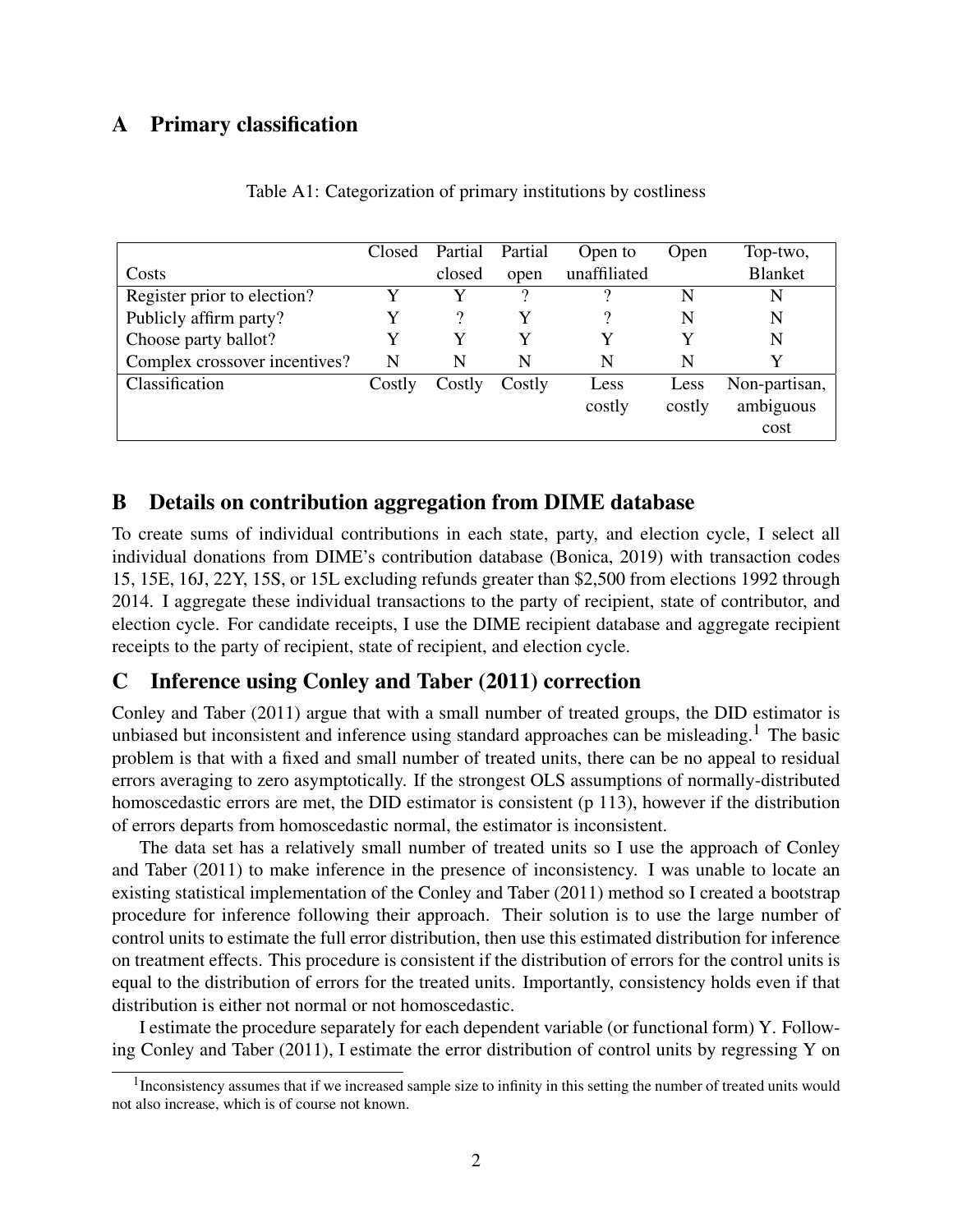## A Primary classification

Table A1: Categorization of primary institutions by costliness

| Costs | Closed | Partial closed | Partial open | Open to unaffiliated | Open | Top-two, Blanket |
|---|---|---|---|---|---|---|
| Register prior to election? | Y | Y | ? | ? | N | N |
| Publicly affirm party? | Y | ? | Y | ? | N | N |
| Choose party ballot? | Y | Y | Y | Y | Y | N |
| Complex crossover incentives? | N | N | N | N | N | Y |
| Classification | Costly | Costly | Costly | Less costly | Less costly | Non-partisan, ambiguous cost |

## B Details on contribution aggregation from DIME database

To create sums of individual contributions in each state, party, and election cycle, I select all individual donations from DIME's contribution database (Bonica, 2019) with transaction codes 15, 15E, 16J, 22Y, 15S, or 15L excluding refunds greater than $2,500 from elections 1992 through 2014. I aggregate these individual transactions to the party of recipient, state of contributor, and election cycle. For candidate receipts, I use the DIME recipient database and aggregate recipient receipts to the party of recipient, state of recipient, and election cycle.

## C Inference using Conley and Taber (2011) correction

Conley and Taber (2011) argue that with a small number of treated groups, the DID estimator is unbiased but inconsistent and inference using standard approaches can be misleading.[1] The basic problem is that with a fixed and small number of treated units, there can be no appeal to residual errors averaging to zero asymptotically. If the strongest OLS assumptions of normally-distributed homoscedastic errors are met, the DID estimator is consistent (p 113), however if the distribution of errors departs from homoscedastic normal, the estimator is inconsistent.

The data set has a relatively small number of treated units so I use the approach of Conley and Taber (2011) to make inference in the presence of inconsistency. I was unable to locate an existing statistical implementation of the Conley and Taber (2011) method so I created a bootstrap procedure for inference following their approach. Their solution is to use the large number of control units to estimate the full error distribution, then use this estimated distribution for inference on treatment effects. This procedure is consistent if the distribution of errors for the control units is equal to the distribution of errors for the treated units. Importantly, consistency holds even if that distribution is either not normal or not homoscedastic.

I estimate the procedure separately for each dependent variable (or functional form) Y. Following Conley and Taber (2011), I estimate the error distribution of control units by regressing Y on

[1] Inconsistency assumes that if we increased sample size to infinity in this setting the number of treated units would not also increase, which is of course not known.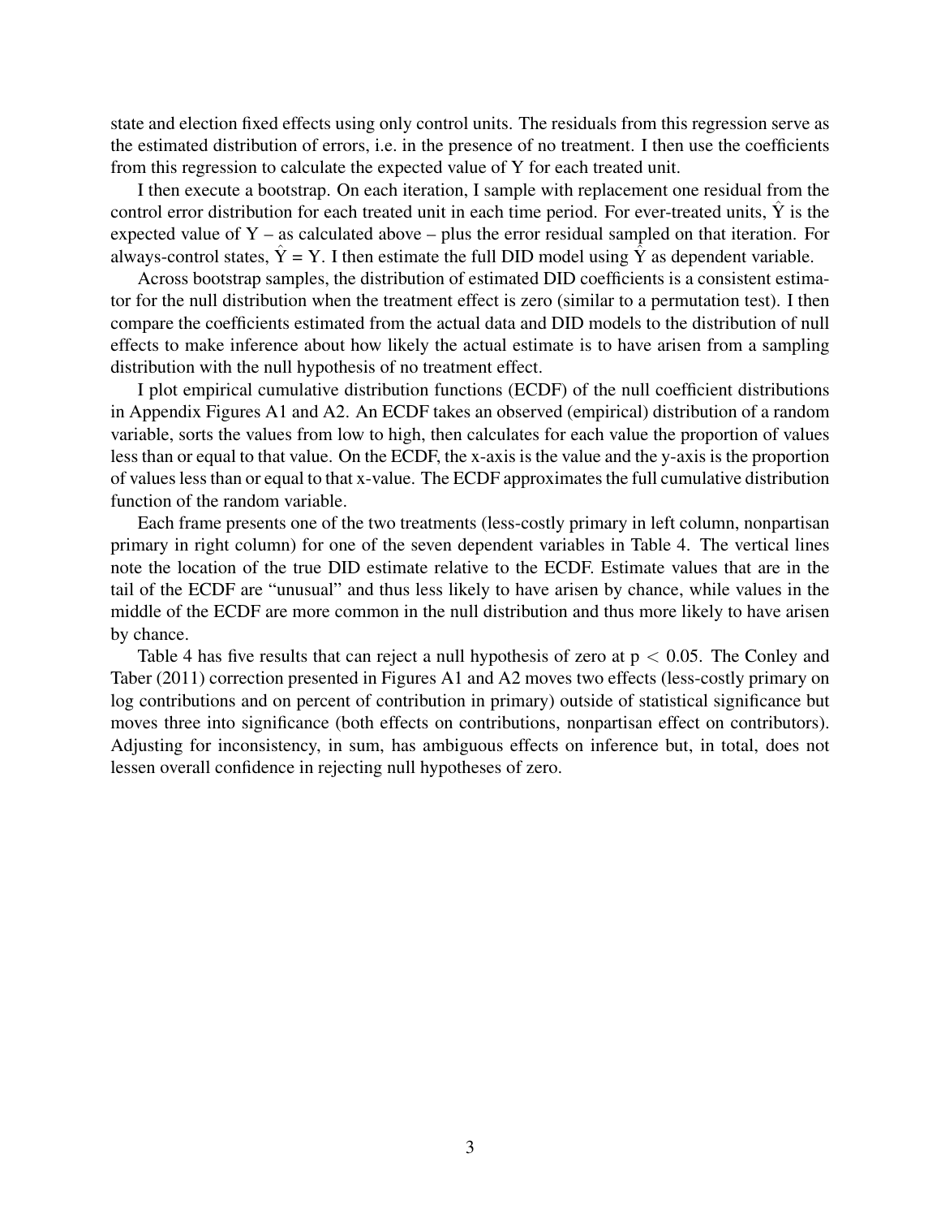state and election fixed effects using only control units. The residuals from this regression serve as the estimated distribution of errors, i.e. in the presence of no treatment. I then use the coefficients from this regression to calculate the expected value of Y for each treated unit.

I then execute a bootstrap. On each iteration, I sample with replacement one residual from the control error distribution for each treated unit in each time period. For ever-treated units, $\hat{Y}$ is the expected value of Y – as calculated above – plus the error residual sampled on that iteration. For always-control states, $\hat{Y} = Y$. I then estimate the full DID model using $\hat{Y}$ as dependent variable.

Across bootstrap samples, the distribution of estimated DID coefficients is a consistent estimator for the null distribution when the treatment effect is zero (similar to a permutation test). I then compare the coefficients estimated from the actual data and DID models to the distribution of null effects to make inference about how likely the actual estimate is to have arisen from a sampling distribution with the null hypothesis of no treatment effect.

I plot empirical cumulative distribution functions (ECDF) of the null coefficient distributions in Appendix Figures A1 and A2. An ECDF takes an observed (empirical) distribution of a random variable, sorts the values from low to high, then calculates for each value the proportion of values less than or equal to that value. On the ECDF, the x-axis is the value and the y-axis is the proportion of values less than or equal to that x-value. The ECDF approximates the full cumulative distribution function of the random variable.

Each frame presents one of the two treatments (less-costly primary in left column, nonpartisan primary in right column) for one of the seven dependent variables in Table 4. The vertical lines note the location of the true DID estimate relative to the ECDF. Estimate values that are in the tail of the ECDF are "unusual" and thus less likely to have arisen by chance, while values in the middle of the ECDF are more common in the null distribution and thus more likely to have arisen by chance.

Table 4 has five results that can reject a null hypothesis of zero at $p < 0.05$. The Conley and Taber (2011) correction presented in Figures A1 and A2 moves two effects (less-costly primary on log contributions and on percent of contribution in primary) outside of statistical significance but moves three into significance (both effects on contributions, nonpartisan effect on contributors). Adjusting for inconsistency, in sum, has ambiguous effects on inference but, in total, does not lessen overall confidence in rejecting null hypotheses of zero.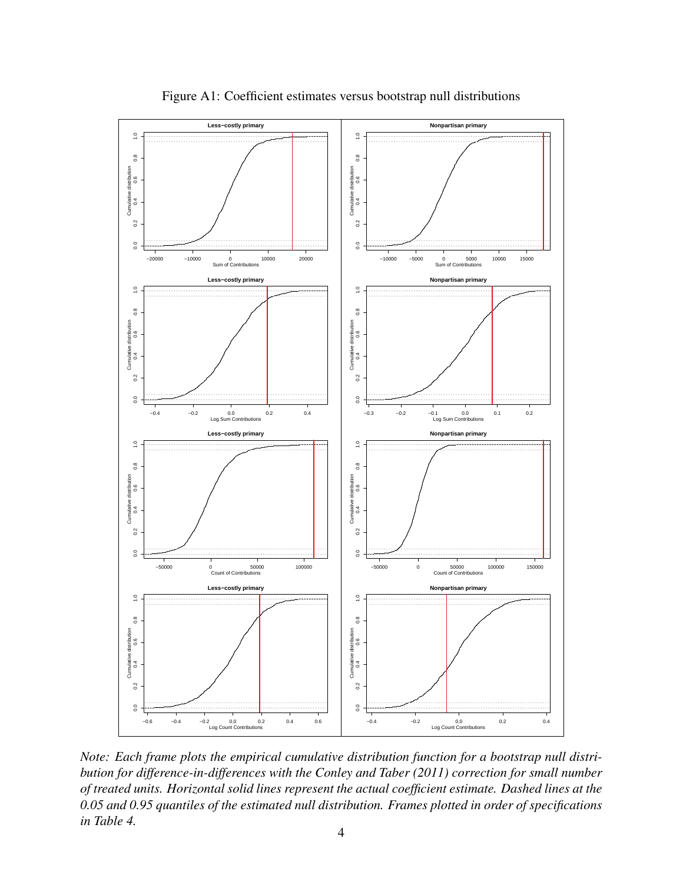Figure A1: Coefficient estimates versus bootstrap null distributions

*Note: Each frame plots the empirical cumulative distribution function for a bootstrap null distribution for difference-in-differences with the Conley and Taber (2011) correction for small number of treated units. Horizontal solid lines represent the actual coefficient estimate. Dashed lines at the 0.05 and 0.95 quantiles of the estimated null distribution. Frames plotted in order of specifications in Table 4.*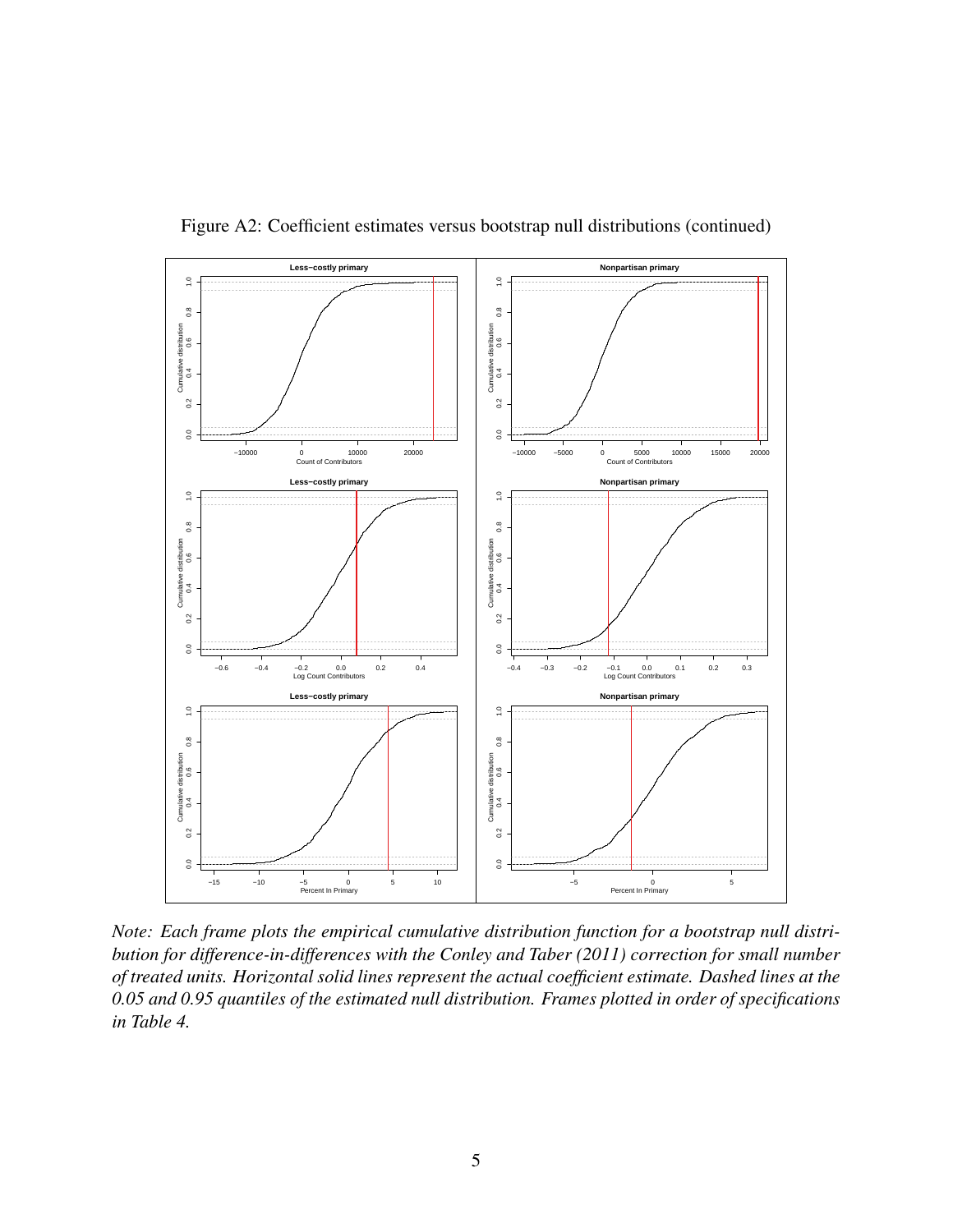Figure A2: Coefficient estimates versus bootstrap null distributions (continued)

*Note: Each frame plots the empirical cumulative distribution function for a bootstrap null distribution for difference-in-differences with the Conley and Taber (2011) correction for small number of treated units. Horizontal solid lines represent the actual coefficient estimate. Dashed lines at the 0.05 and 0.95 quantiles of the estimated null distribution. Frames plotted in order of specifications in Table 4.*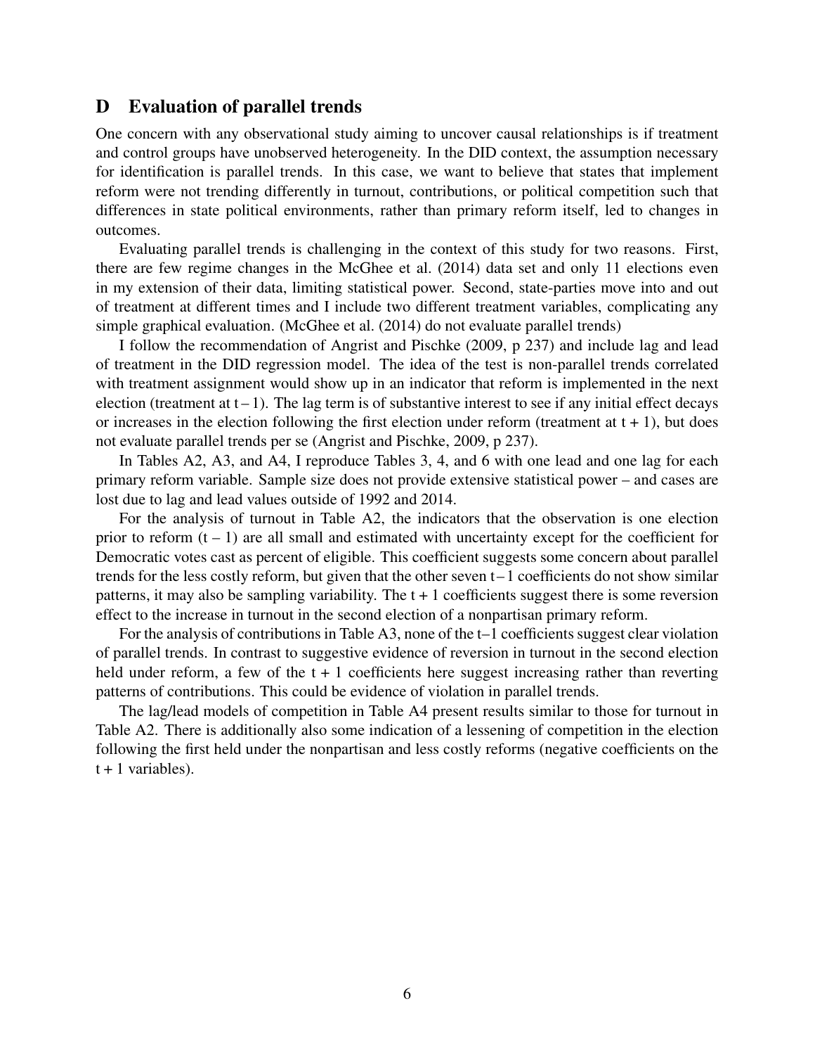## D Evaluation of parallel trends

One concern with any observational study aiming to uncover causal relationships is if treatment and control groups have unobserved heterogeneity. In the DID context, the assumption necessary for identification is parallel trends. In this case, we want to believe that states that implement reform were not trending differently in turnout, contributions, or political competition such that differences in state political environments, rather than primary reform itself, led to changes in outcomes.

Evaluating parallel trends is challenging in the context of this study for two reasons. First, there are few regime changes in the McGhee et al. (2014) data set and only 11 elections even in my extension of their data, limiting statistical power. Second, state-parties move into and out of treatment at different times and I include two different treatment variables, complicating any simple graphical evaluation. (McGhee et al. (2014) do not evaluate parallel trends)

I follow the recommendation of Angrist and Pischke (2009, p 237) and include lag and lead of treatment in the DID regression model. The idea of the test is non-parallel trends correlated with treatment assignment would show up in an indicator that reform is implemented in the next election (treatment at $t-1$). The lag term is of substantive interest to see if any initial effect decays or increases in the election following the first election under reform (treatment at $t+1$), but does not evaluate parallel trends per se (Angrist and Pischke, 2009, p 237).

In Tables A2, A3, and A4, I reproduce Tables 3, 4, and 6 with one lead and one lag for each primary reform variable. Sample size does not provide extensive statistical power – and cases are lost due to lag and lead values outside of 1992 and 2014.

For the analysis of turnout in Table A2, the indicators that the observation is one election prior to reform ($t-1$) are all small and estimated with uncertainty except for the coefficient for Democratic votes cast as percent of eligible. This coefficient suggests some concern about parallel trends for the less costly reform, but given that the other seven $t-1$ coefficients do not show similar patterns, it may also be sampling variability. The $t+1$ coefficients suggest there is some reversion effect to the increase in turnout in the second election of a nonpartisan primary reform.

For the analysis of contributions in Table A3, none of the $t-1$ coefficients suggest clear violation of parallel trends. In contrast to suggestive evidence of reversion in turnout in the second election held under reform, a few of the $t+1$ coefficients here suggest increasing rather than reverting patterns of contributions. This could be evidence of violation in parallel trends.

The lag/lead models of competition in Table A4 present results similar to those for turnout in Table A2. There is additionally also some indication of a lessening of competition in the election following the first held under the nonpartisan and less costly reforms (negative coefficients on the $t+1$ variables).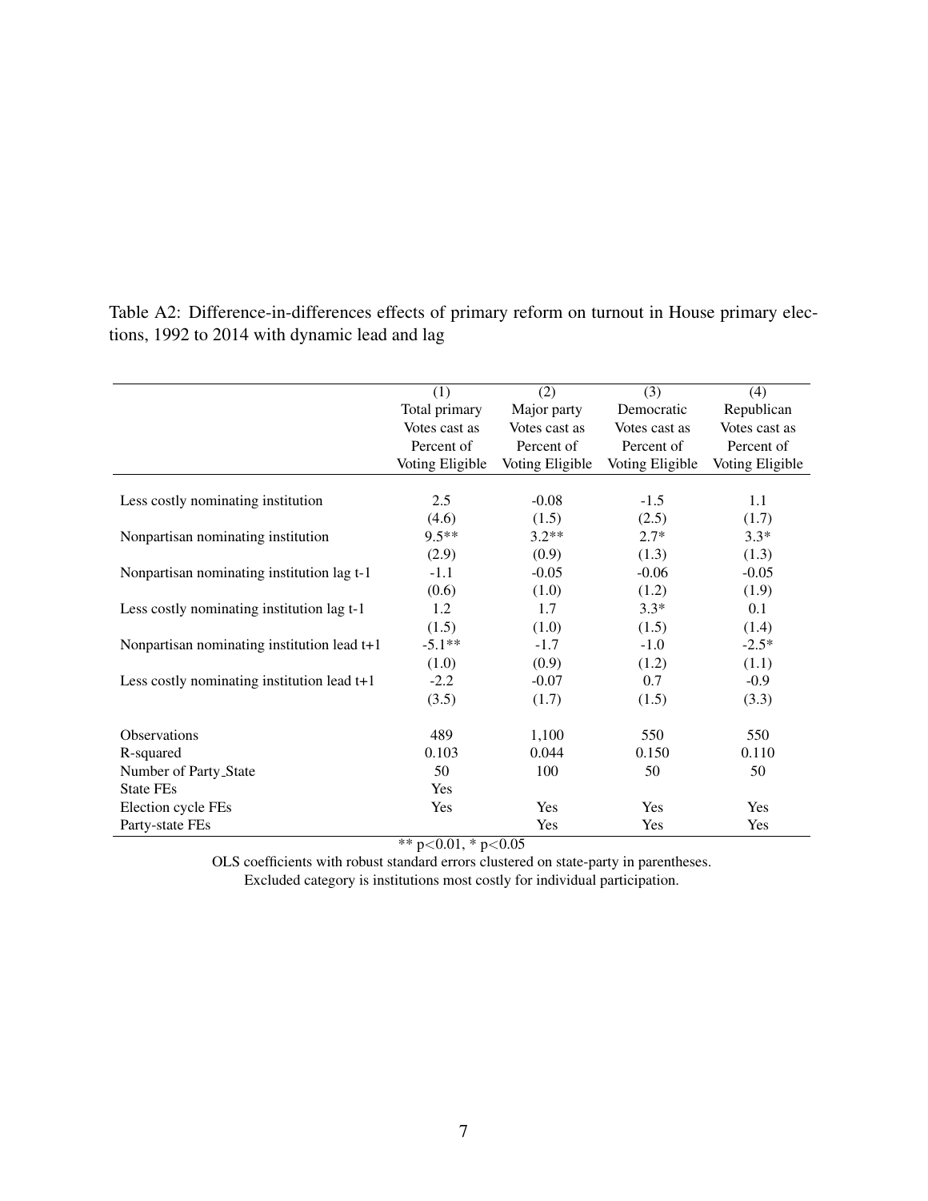Table A2: Difference-in-differences effects of primary reform on turnout in House primary elections, 1992 to 2014 with dynamic lead and lag

| | (1) | (2) | (3) | (4) |
|---|---|---|---|---|
| | Total primary Votes cast as Percent of Voting Eligible | Major party Votes cast as Percent of Voting Eligible | Democratic Votes cast as Percent of Voting Eligible | Republican Votes cast as Percent of Voting Eligible |
| Less costly nominating institution | 2.5 | -0.08 | -1.5 | 1.1 |
| | (4.6) | (1.5) | (2.5) | (1.7) |
| Nonpartisan nominating institution | 9.5** | 3.2** | 2.7* | 3.3* |
| | (2.9) | (0.9) | (1.3) | (1.3) |
| Nonpartisan nominating institution lag t-1 | -1.1 | -0.05 | -0.06 | -0.05 |
| | (0.6) | (1.0) | (1.2) | (1.9) |
| Less costly nominating institution lag t-1 | 1.2 | 1.7 | 3.3* | 0.1 |
| | (1.5) | (1.0) | (1.5) | (1.4) |
| Nonpartisan nominating institution lead t+1 | -5.1** | -1.7 | -1.0 | -2.5* |
| | (1.0) | (0.9) | (1.2) | (1.1) |
| Less costly nominating institution lead t+1 | -2.2 | -0.07 | 0.7 | -0.9 |
| | (3.5) | (1.7) | (1.5) | (3.3) |
| Observations | 489 | 1,100 | 550 | 550 |
| R-squared | 0.103 | 0.044 | 0.150 | 0.110 |
| Number of Party_State | 50 | 100 | 50 | 50 |
| State FEs | Yes | | | |
| Election cycle FEs | Yes | Yes | Yes | Yes |
| Party-state FEs | | Yes | Yes | Yes |

** $p<0.01$, * $p<0.05$

OLS coefficients with robust standard errors clustered on state-party in parentheses.

Excluded category is institutions most costly for individual participation.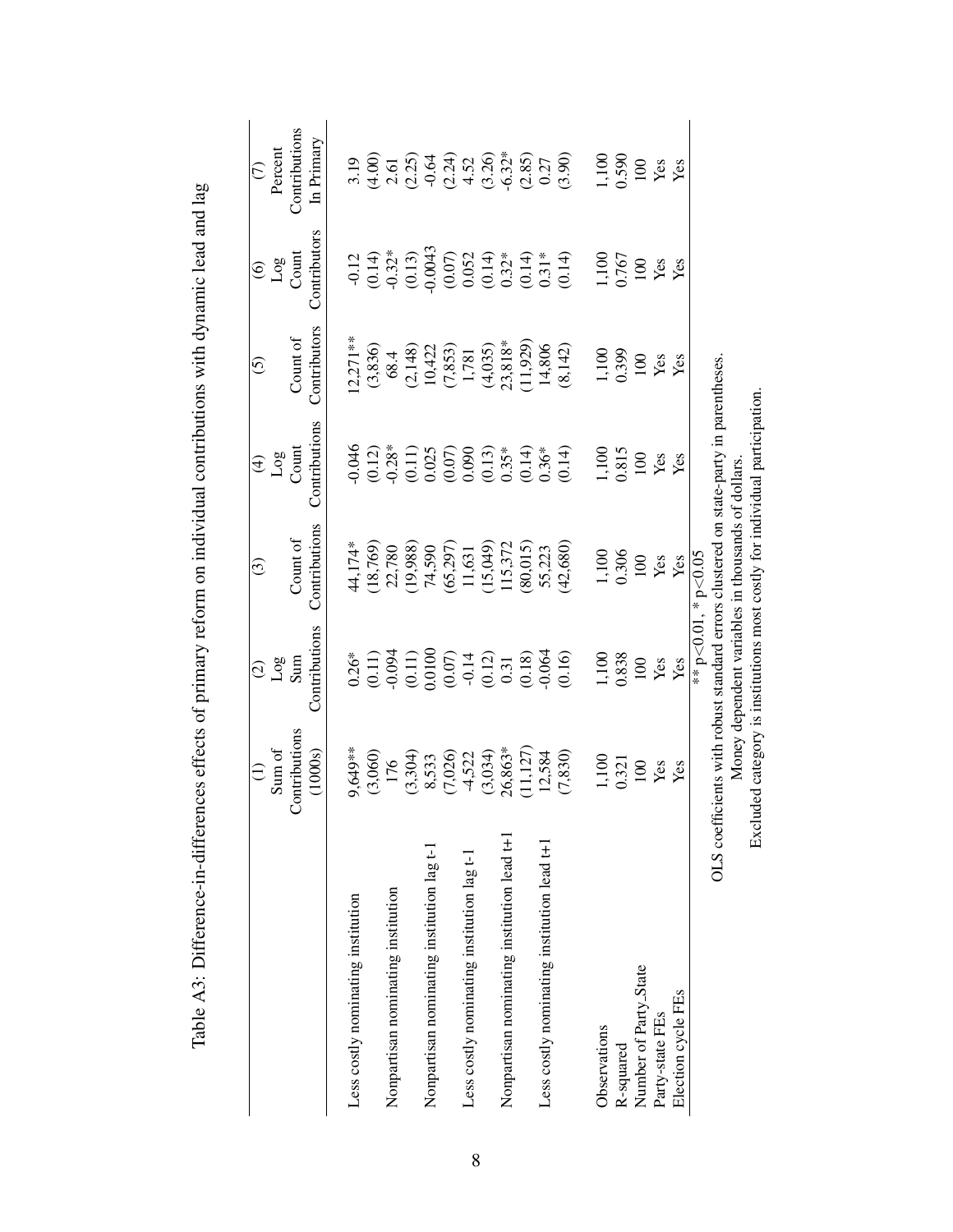Table A3: Difference-in-differences effects of primary reform on individual contributions with dynamic lead and lag

| | (1) Sum of Contributions (1000s) | (2) Log Sum Contributions | (3) Count of Contributions | (4) Log Count Contributions | (5) Count of Contributors | (6) Log Count Contributors | (7) Percent Contributions In Primary |
|---|---|---|---|---|---|---|---|
| Less costly nominating institution | 9,649** | 0.26* | 44,174* | -0.046 | 12,271** | -0.12 | 3.19 |
| | (3,060) | (0.11) | (18,769) | (0.12) | (3,836) | (0.14) | (4.00) |
| Nonpartisan nominating institution | 176 | -0.094 | 22,780 | -0.28* | 68.4 | -0.32* | 2.61 |
| | (3,304) | (0.11) | (19,988) | (0.11) | (2,148) | (0.13) | (2.25) |
| Nonpartisan nominating institution lag t-1 | 8,533 | 0.0100 | 74,590 | 0.025 | 10,422 | -0.0043 | -0.64 |
| | (7,026) | (0.07) | (65,297) | (0.07) | (7,853) | (0.07) | (2.24) |
| Less costly nominating institution lag t-1 | -4,522 | -0.14 | 11,631 | 0.090 | 1,781 | 0.052 | 4.52 |
| | (3,034) | (0.12) | (15,049) | (0.13) | (4,035) | (0.14) | (3.26) |
| Nonpartisan nominating institution lead t+1 | 26,863* | 0.31 | 115,372 | 0.35* | 23,818* | 0.32* | -6.32* |
| | (11,127) | (0.18) | (80,015) | (0.14) | (11,929) | (0.14) | (2.85) |
| Less costly nominating institution lead t+1 | 12,584 | -0.064 | 55,223 | 0.36* | 14,806 | 0.31* | 0.27 |
| | (7,830) | (0.16) | (42,680) | (0.14) | (8,142) | (0.14) | (3.90) |
| Observations | 1,100 | 1,100 | 1,100 | 1,100 | 1,100 | 1,100 | 1,100 |
| R-squared | 0.321 | 0.838 | 0.306 | 0.815 | 0.399 | 0.767 | 0.590 |
| Number of Party_State | 100 | 100 | 100 | 100 | 100 | 100 | 100 |
| Party-state FEs | Yes | Yes | Yes | Yes | Yes | Yes | Yes |
| Election cycle FEs | Yes | Yes | Yes | Yes | Yes | Yes | Yes |

** p<0.01, * p<0.05

OLS coefficients with robust standard errors clustered on state-party in parentheses.

Money dependent variables in thousands of dollars.

Excluded category is institutions most costly for individual participation.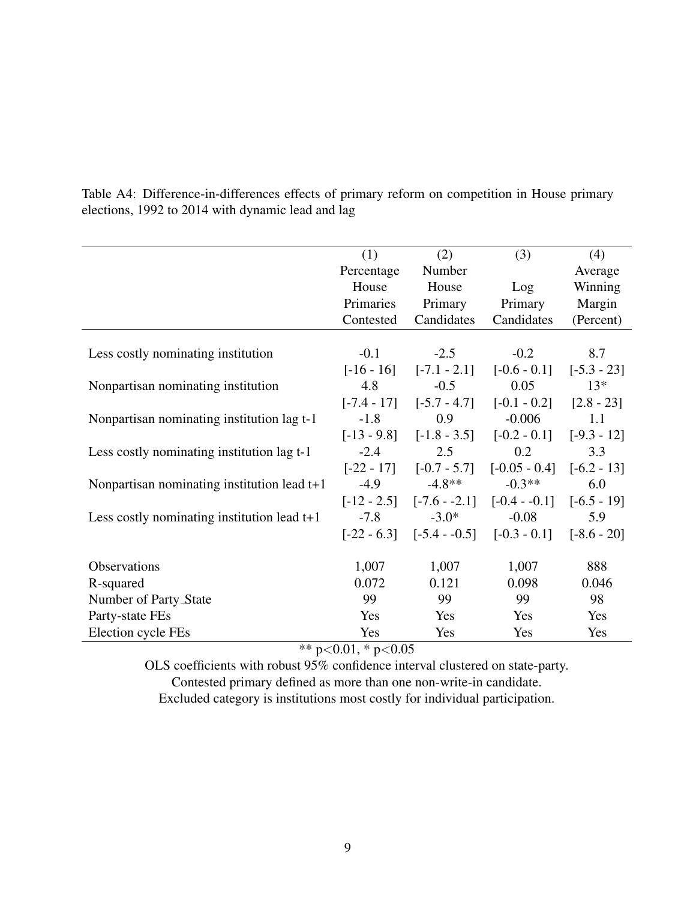Table A4: Difference-in-differences effects of primary reform on competition in House primary elections, 1992 to 2014 with dynamic lead and lag

| | (1) | (2) | (3) | (4) |
|---|---|---|---|---|
| | Percentage House Primaries Contested | Number House Primary Candidates | Log Primary Candidates | Average Winning Margin (Percent) |
| Less costly nominating institution | -0.1 | -2.5 | -0.2 | 8.7 |
| | [-16 - 16] | [-7.1 - 2.1] | [-0.6 - 0.1] | [-5.3 - 23] |
| Nonpartisan nominating institution | 4.8 | -0.5 | 0.05 | 13* |
| | [-7.4 - 17] | [-5.7 - 4.7] | [-0.1 - 0.2] | [2.8 - 23] |
| Nonpartisan nominating institution lag t-1 | -1.8 | 0.9 | -0.006 | 1.1 |
| | [-13 - 9.8] | [-1.8 - 3.5] | [-0.2 - 0.1] | [-9.3 - 12] |
| Less costly nominating institution lag t-1 | -2.4 | 2.5 | 0.2 | 3.3 |
| | [-22 - 17] | [-0.7 - 5.7] | [-0.05 - 0.4] | [-6.2 - 13] |
| Nonpartisan nominating institution lead t+1 | -4.9 | -4.8** | -0.3** | 6.0 |
| | [-12 - 2.5] | [-7.6 - -2.1] | [-0.4 - -0.1] | [-6.5 - 19] |
| Less costly nominating institution lead t+1 | -7.8 | -3.0* | -0.08 | 5.9 |
| | [-22 - 6.3] | [-5.4 - -0.5] | [-0.3 - 0.1] | [-8.6 - 20] |
| Observations | 1,007 | 1,007 | 1,007 | 888 |
| R-squared | 0.072 | 0.121 | 0.098 | 0.046 |
| Number of Party_State | 99 | 99 | 99 | 98 |
| Party-state FEs | Yes | Yes | Yes | Yes |
| Election cycle FEs | Yes | Yes | Yes | Yes |

** $p<0.01$, * $p<0.05$

OLS coefficients with robust 95% confidence interval clustered on state-party.

Contested primary defined as more than one non-write-in candidate.

Excluded category is institutions most costly for individual participation.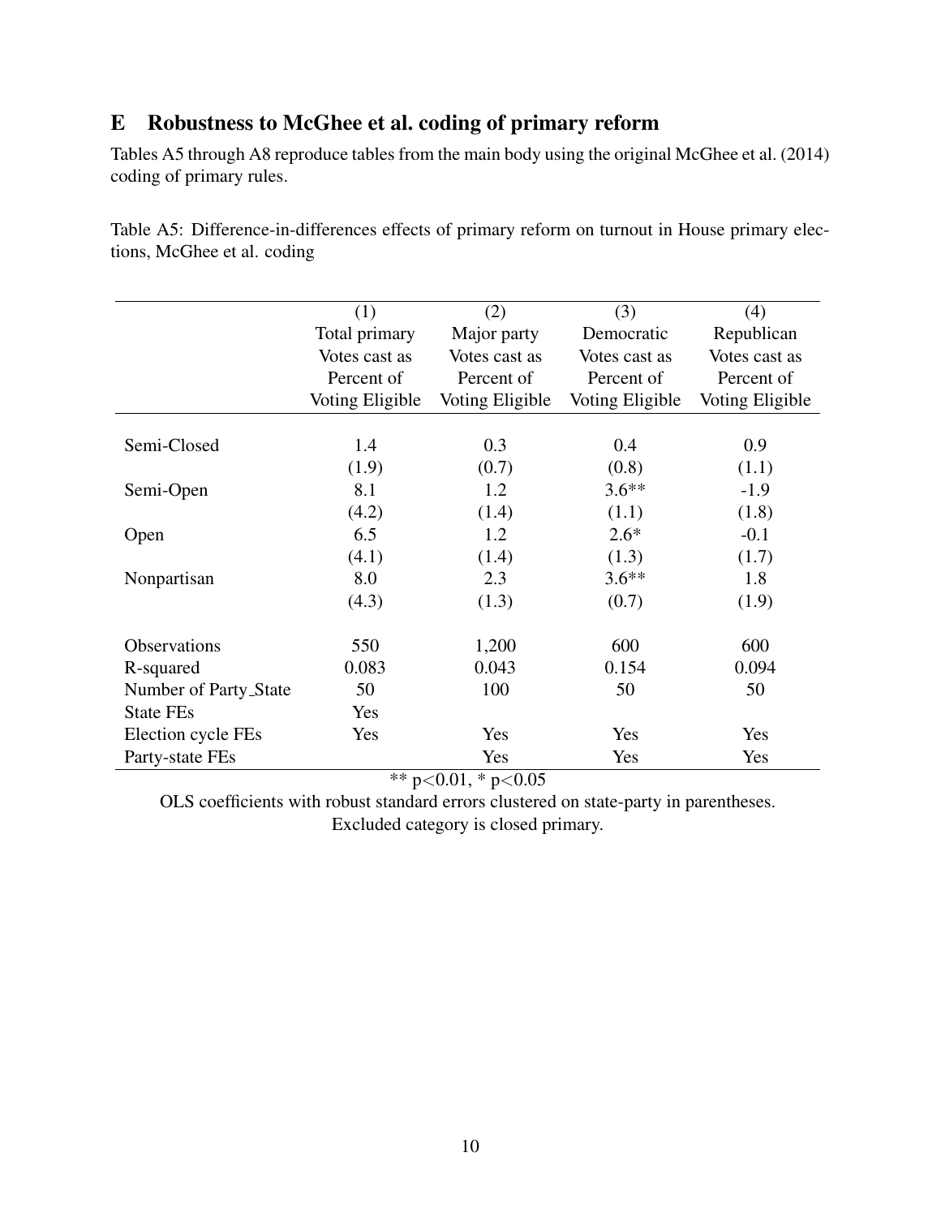## E Robustness to McGhee et al. coding of primary reform

Tables A5 through A8 reproduce tables from the main body using the original McGhee et al. (2014) coding of primary rules.

Table A5: Difference-in-differences effects of primary reform on turnout in House primary elections, McGhee et al. coding

| | (1) | (2) | (3) | (4) |
|---|---|---|---|---|
| | Total primary Votes cast as Percent of Voting Eligible | Major party Votes cast as Percent of Voting Eligible | Democratic Votes cast as Percent of Voting Eligible | Republican Votes cast as Percent of Voting Eligible |
| Semi-Closed | 1.4 | 0.3 | 0.4 | 0.9 |
| | (1.9) | (0.7) | (0.8) | (1.1) |
| Semi-Open | 8.1 | 1.2 | 3.6** | -1.9 |
| | (4.2) | (1.4) | (1.1) | (1.8) |
| Open | 6.5 | 1.2 | 2.6* | -0.1 |
| | (4.1) | (1.4) | (1.3) | (1.7) |
| Nonpartisan | 8.0 | 2.3 | 3.6** | 1.8 |
| | (4.3) | (1.3) | (0.7) | (1.9) |
| Observations | 550 | 1,200 | 600 | 600 |
| R-squared | 0.083 | 0.043 | 0.154 | 0.094 |
| Number of Party_State | 50 | 100 | 50 | 50 |
| State FEs | Yes | | | |
| Election cycle FEs | Yes | Yes | Yes | Yes |
| Party-state FEs | | Yes | Yes | Yes |

** $p<0.01$, * $p<0.05$

OLS coefficients with robust standard errors clustered on state-party in parentheses.
Excluded category is closed primary.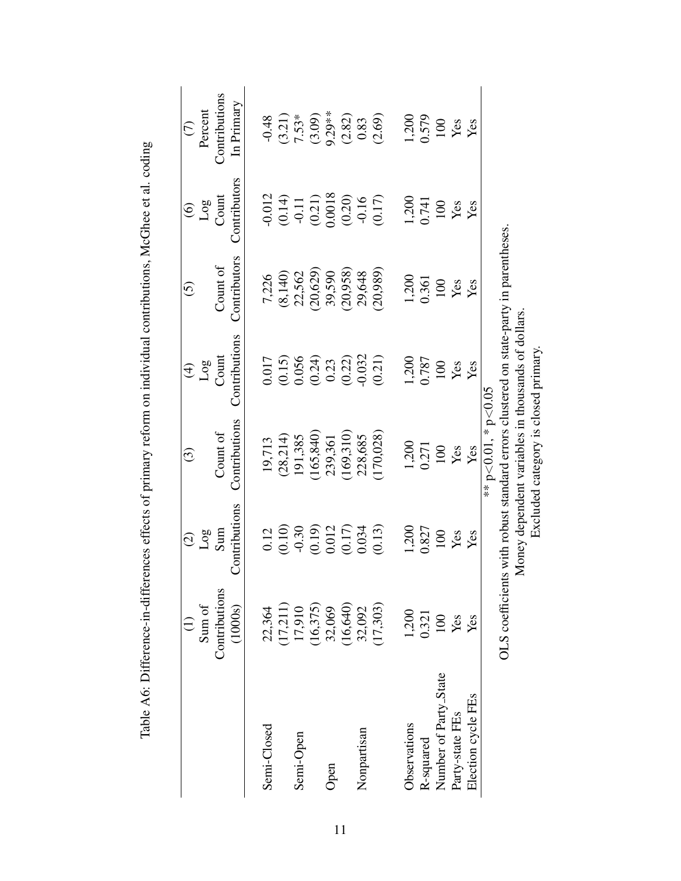Table A6: Difference-in-differences effects of primary reform on individual contributions, McGhee et al. coding

| | (1) Sum of Contributions (1000s) | (2) Log Sum Contributions | (3) Count of Contributions | (4) Log Count Contributions | (5) Count of Contributors | (6) Log Count Contributors | (7) Percent Contributions In Primary |
|---|---|---|---|---|---|---|---|
| Semi-Closed | 22,364 | 0.12 | 19,713 | 0.017 | 7,226 | -0.012 | -0.48 |
| | (17,211) | (0.10) | (28,214) | (0.15) | (8,140) | (0.14) | (3.21) |
| Semi-Open | 17,910 | -0.30 | 191,385 | 0.056 | 22,562 | -0.11 | 7.53* |
| | (16,375) | (0.19) | (165,840) | (0.24) | (20,629) | (0.21) | (3.09) |
| Open | 32,069 | 0.012 | 239,361 | 0.23 | 39,590 | 0.0018 | 9.29** |
| | (16,640) | (0.17) | (169,310) | (0.22) | (20,958) | (0.20) | (2.82) |
| Nonpartisan | 32,092 | 0.034 | 228,685 | -0.032 | 29,648 | -0.16 | 0.83 |
| | (17,303) | (0.13) | (170,028) | (0.21) | (20,989) | (0.17) | (2.69) |
| Observations | 1,200 | 1,200 | 1,200 | 1,200 | 1,200 | 1,200 | 1,200 |
| R-squared | 0.321 | 0.827 | 0.271 | 0.787 | 0.361 | 0.741 | 0.579 |
| Number of Party_State | 100 | 100 | 100 | 100 | 100 | 100 | 100 |
| Party-state FEs | Yes | Yes | Yes | Yes | Yes | Yes | Yes |
| Election cycle FEs | Yes | Yes | Yes | Yes | Yes | Yes | Yes |

** $p<0.01$, * $p<0.05$

OLS coefficients with robust standard errors clustered on state-party in parentheses.
Money dependent variables in thousands of dollars.
Excluded category is closed primary.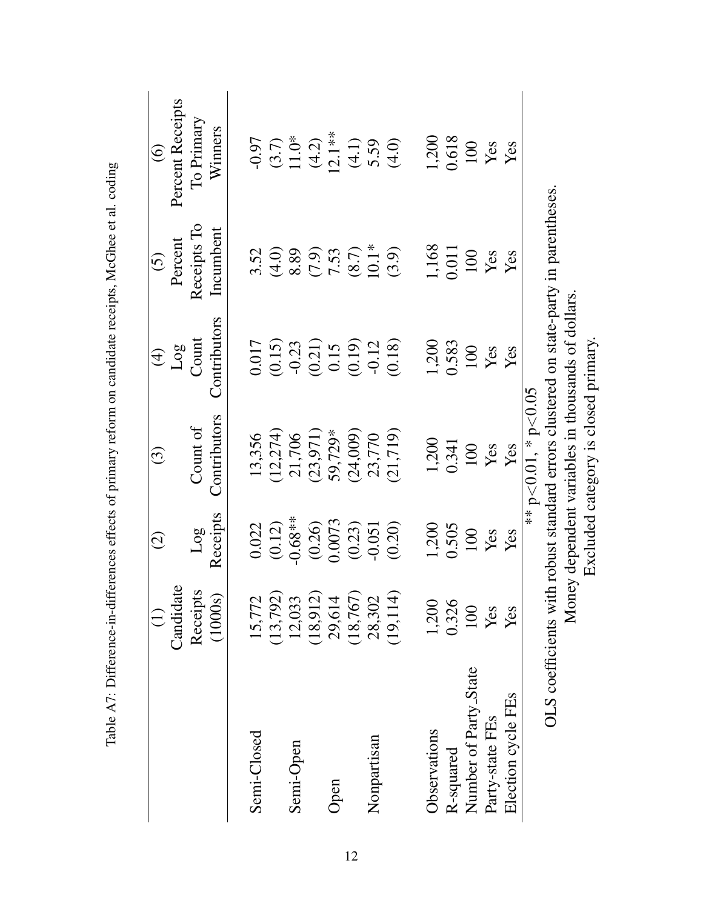Table A7: Difference-in-differences effects of primary reform on candidate receipts, McGhee et al. coding

| | (1) Candidate Receipts (1000s) | (2) Log Receipts | (3) Count of Contributors | (4) Log Count Contributors | (5) Percent Receipts To Incumbent | (6) Percent Receipts To Primary Winners |
|---|---|---|---|---|---|---|
| Semi-Closed | 15,772 | 0.022 | 13,356 | 0.017 | 3.52 | -0.97 |
| | (13,792) | (0.12) | (12,274) | (0.15) | (4.0) | (3.7) |
| Semi-Open | 12,033 | -0.68** | 21,706 | -0.23 | 8.89 | 11.0* |
| | (18,912) | (0.26) | (23,971) | (0.21) | (7.9) | (4.2) |
| Open | 29,614 | 0.0073 | 59,729* | 0.15 | 7.53 | 12.1** |
| | (18,767) | (0.23) | (24,009) | (0.19) | (8.7) | (4.1) |
| Nonpartisan | 28,302 | -0.051 | 23,770 | -0.12 | 10.1* | 5.59 |
| | (19,114) | (0.20) | (21,719) | (0.18) | (3.9) | (4.0) |
| | | | | | | |
| Observations | 1,200 | 1,200 | 1,200 | 1,200 | 1,168 | 1,200 |
| R-squared | 0.326 | 0.505 | 0.341 | 0.583 | 0.011 | 0.618 |
| Number of Party_State | 100 | 100 | 100 | 100 | 100 | 100 |
| Party-state FEs | Yes | Yes | Yes | Yes | Yes | Yes |
| Election cycle FEs | Yes | Yes | Yes | Yes | Yes | Yes |

** $p<0.01$, * $p<0.05$

OLS coefficients with robust standard errors clustered on state-party in parentheses.

Money dependent variables in thousands of dollars.

Excluded category is closed primary.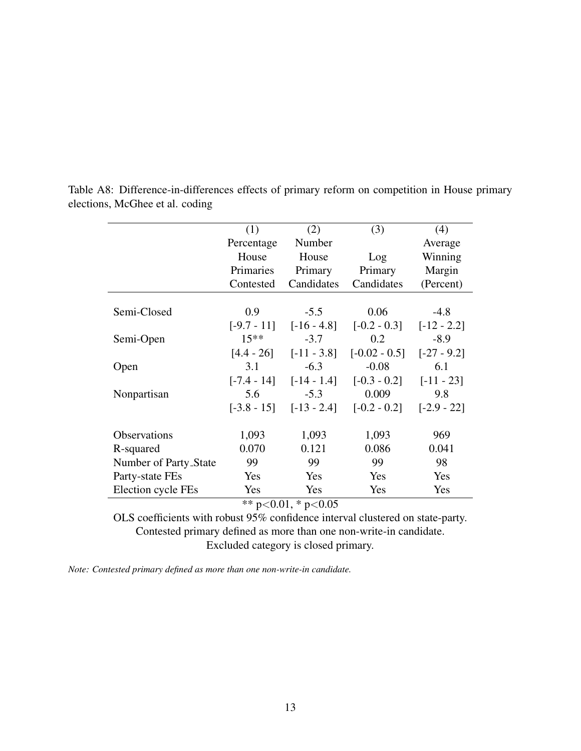Table A8: Difference-in-differences effects of primary reform on competition in House primary elections, McGhee et al. coding

| | (1) | (2) | (3) | (4) |
|---|---|---|---|---|
| | Percentage House Primaries Contested | Number House Primary Candidates | Log Primary Candidates | Average Winning Margin (Percent) |
| Semi-Closed | 0.9 | -5.5 | 0.06 | -4.8 |
| | [-9.7 - 11] | [-16 - 4.8] | [-0.2 - 0.3] | [-12 - 2.2] |
| Semi-Open | 15** | -3.7 | 0.2 | -8.9 |
| | [4.4 - 26] | [-11 - 3.8] | [-0.02 - 0.5] | [-27 - 9.2] |
| Open | 3.1 | -6.3 | -0.08 | 6.1 |
| | [-7.4 - 14] | [-14 - 1.4] | [-0.3 - 0.2] | [-11 - 23] |
| Nonpartisan | 5.6 | -5.3 | 0.009 | 9.8 |
| | [-3.8 - 15] | [-13 - 2.4] | [-0.2 - 0.2] | [-2.9 - 22] |
| Observations | 1,093 | 1,093 | 1,093 | 969 |
| R-squared | 0.070 | 0.121 | 0.086 | 0.041 |
| Number of Party_State | 99 | 99 | 99 | 98 |
| Party-state FEs | Yes | Yes | Yes | Yes |
| Election cycle FEs | Yes | Yes | Yes | Yes |

** $p<0.01$, * $p<0.05$

OLS coefficients with robust 95% confidence interval clustered on state-party.
Contested primary defined as more than one non-write-in candidate.
Excluded category is closed primary.

*Note: Contested primary defined as more than one non-write-in candidate.*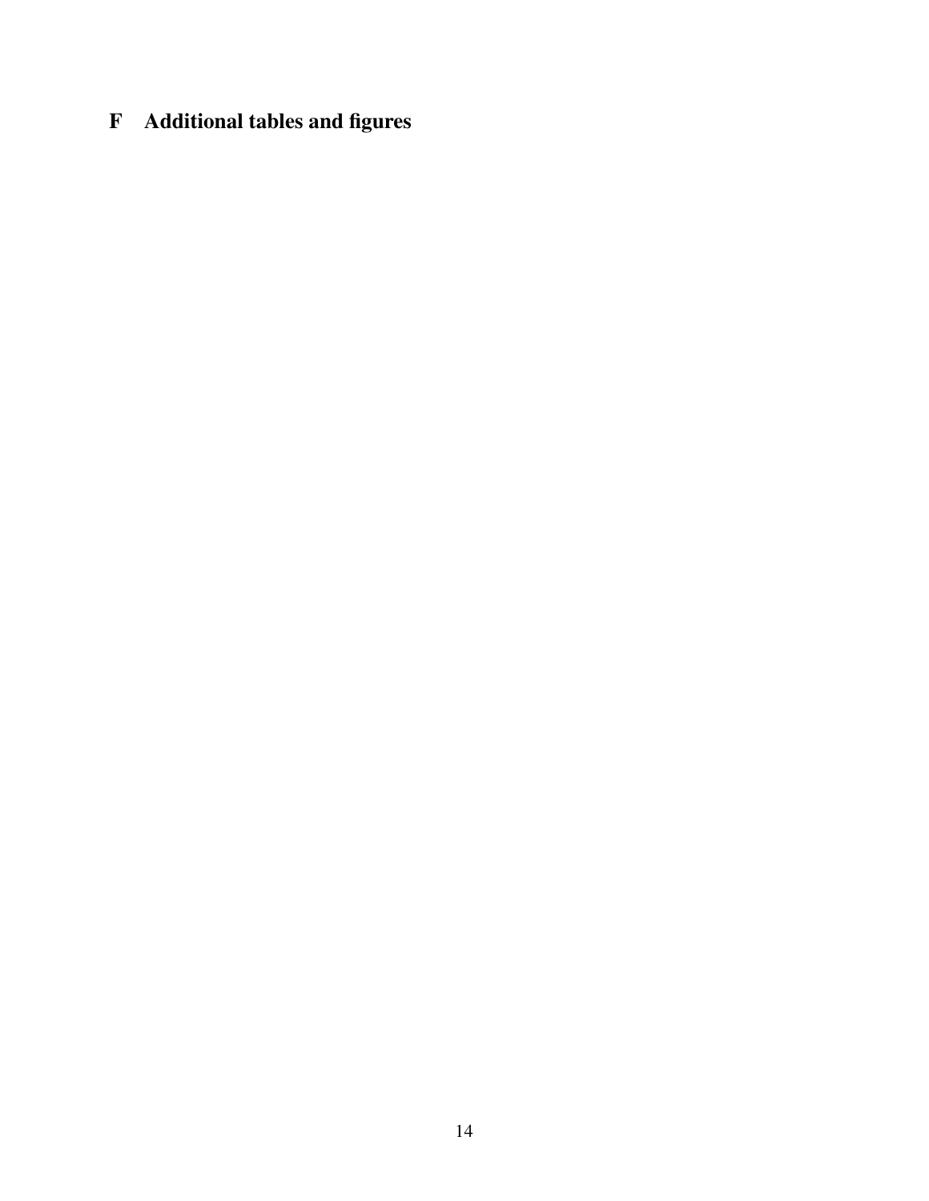# F Additional tables and figures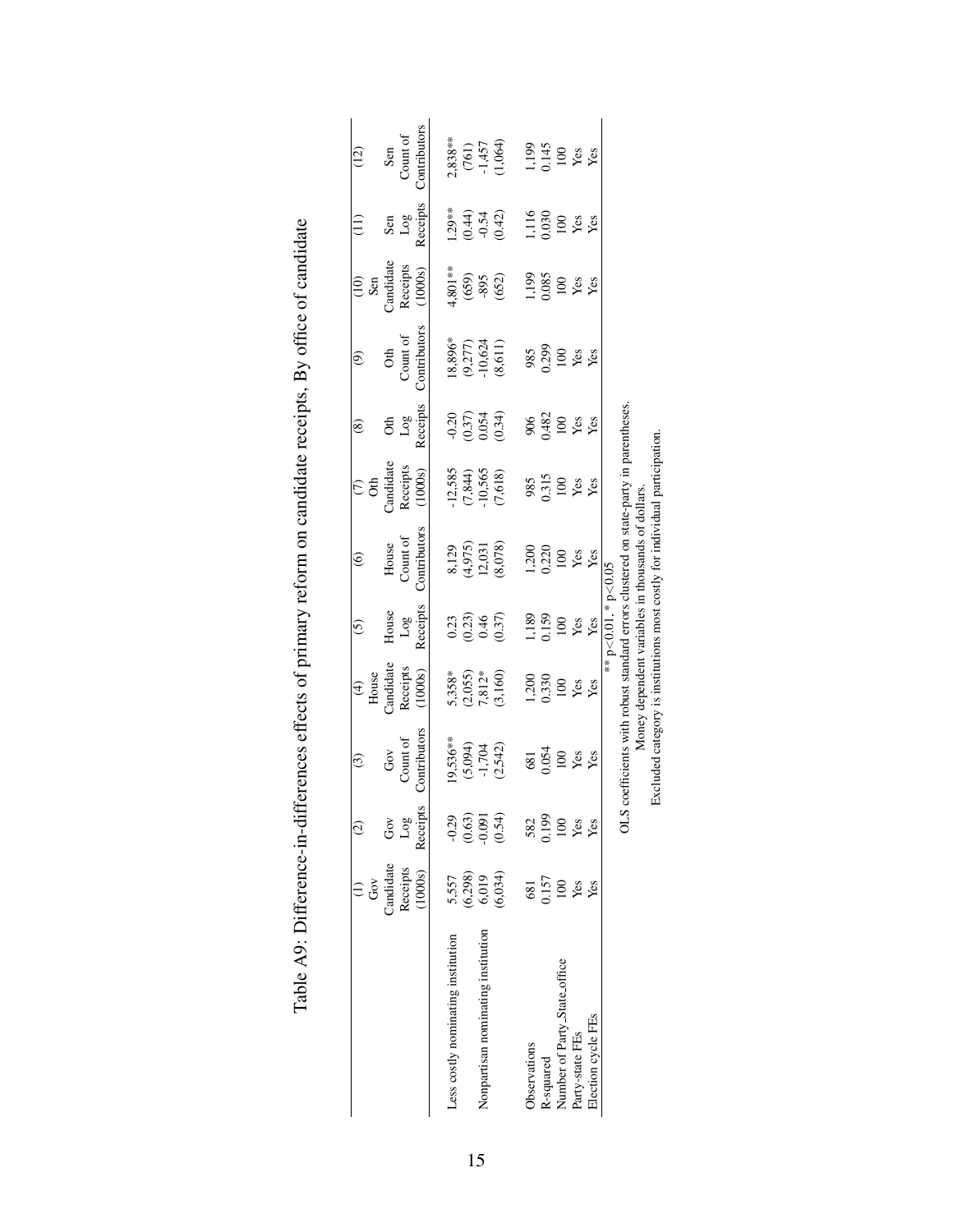Table A9: Difference-in-differences effects of primary reform on candidate receipts, By office of candidate

| | (1) Gov Candidate Receipts (1000s) | (2) Gov Log Receipts | (3) Gov Count of Contributors | (4) House Candidate Receipts (1000s) | (5) House Log Receipts | (6) House Count of Contributors | (7) Oth Candidate Receipts (1000s) | (8) Oth Log Receipts | (9) Oth Count of Contributors | (10) Sen Candidate Receipts (1000s) | (11) Sen Log Receipts | (12) Sen Count of Contributors |
|---|---|---|---|---|---|---|---|---|---|---|---|---|
| Less costly nominating institution | 5,557 | -0.29 | 19,536** | 5,358* | 0.23 | 8,129 | -12,585 | -0.20 | 18,896* | 4,801** | 1.29** | 2,838** |
| | (6,298) | (0.63) | (5,094) | (2,055) | (0.23) | (4,975) | (7,844) | (0.37) | (9,277) | (659) | (0.44) | (761) |
| Nonpartisan nominating institution | 6,019 | -0.091 | -1,704 | 7,812* | 0.46 | 12,031 | -10,565 | 0.054 | -10,624 | -895 | -0.54 | -1,457 |
| | (6,034) | (0.54) | (2,542) | (3,160) | (0.37) | (8,078) | (7,618) | (0.34) | (8,611) | (652) | (0.42) | (1,064) |
| Observations | 681 | 582 | 681 | 1,200 | 1,189 | 1,200 | 985 | 906 | 985 | 1,199 | 1,116 | 1,199 |
| R-squared | 0.157 | 0.199 | 0.054 | 0.330 | 0.159 | 0.220 | 0.315 | 0.482 | 0.299 | 0.085 | 0.030 | 0.145 |
| Number of Party_State_office | 100 | 100 | 100 | 100 | 100 | 100 | 100 | 100 | 100 | 100 | 100 | 100 |
| Party-state FEs | Yes | Yes | Yes | Yes | Yes | Yes | Yes | Yes | Yes | Yes | Yes | Yes |
| Election cycle FEs | Yes | Yes | Yes | Yes | Yes | Yes | Yes | Yes | Yes | Yes | Yes | Yes |

** $p<0.01$, * $p<0.05$

OLS coefficients with robust standard errors clustered on state-party in parentheses.

Money dependent variables in thousands of dollars.

Excluded category is institutions most costly for individual participation.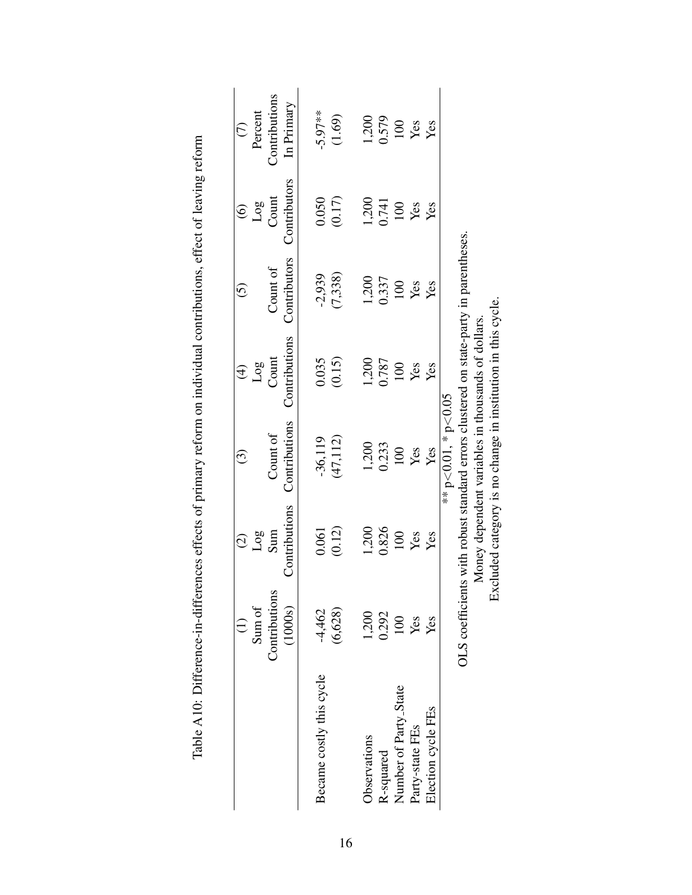Table A10: Difference-in-differences effects of primary reform on individual contributions, effect of leaving reform

| | (1) Sum of Contributions (1000s) | (2) Log Sum Contributions | (3) Count of Contributions | (4) Log Count Contributions | (5) Count of Contributors | (6) Log Count Contributors | (7) Percent Contributions In Primary |
|---|---|---|---|---|---|---|---|
| Became costly this cycle | -4,462 | 0.061 | -36,119 | 0.035 | -2,939 | 0.050 | -5.97** |
| | (6,628) | (0.12) | (47,112) | (0.15) | (7,338) | (0.17) | (1.69) |
| Observations | 1,200 | 1,200 | 1,200 | 1,200 | 1,200 | 1,200 | 1,200 |
| R-squared | 0.292 | 0.826 | 0.233 | 0.787 | 0.337 | 0.741 | 0.579 |
| Number of Party_State | 100 | 100 | 100 | 100 | 100 | 100 | 100 |
| Party-state FEs | Yes | Yes | Yes | Yes | Yes | Yes | Yes |
| Election cycle FEs | Yes | Yes | Yes | Yes | Yes | Yes | Yes |

** $p<0.01$, * $p<0.05$

OLS coefficients with robust standard errors clustered on state-party in parentheses.

Money dependent variables in thousands of dollars.

Excluded category is no change in institution in this cycle.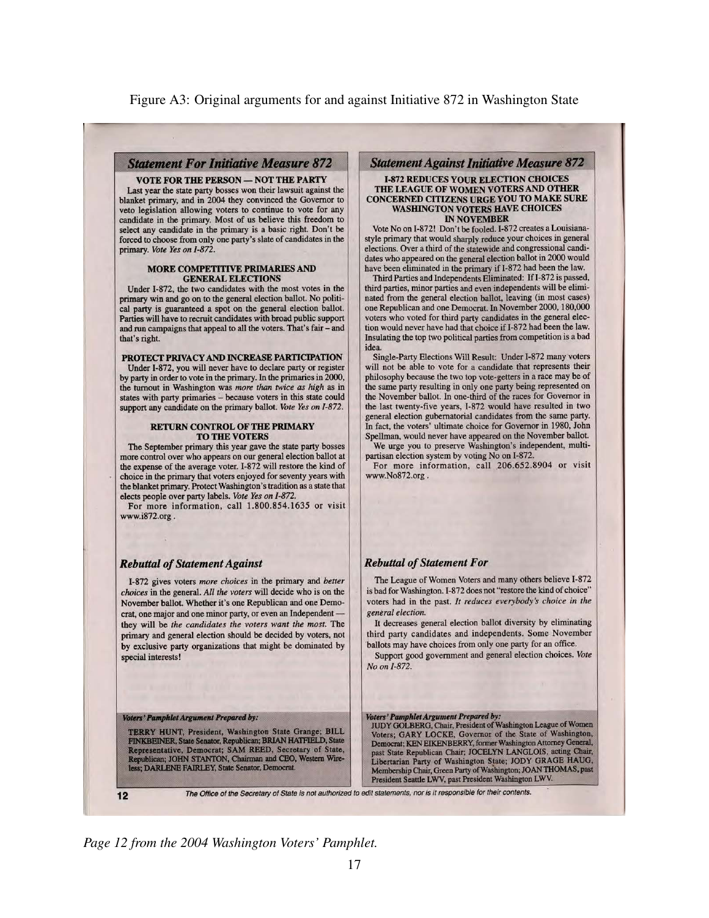Figure A3: Original arguments for and against Initiative 872 in Washington State

## Statement For Initiative Measure 872

**VOTE FOR THE PERSON — NOT THE PARTY**

Last year the state party bosses won their lawsuit against the blanket primary, and in 2004 they convinced the Governor to veto legislation allowing voters to continue to vote for any candidate in the primary. Most of us believe this freedom to select any candidate in the primary is a basic right. Don't be forced to choose from only one party's slate of candidates in the primary. *Vote Yes on I-872.*

**MORE COMPETITIVE PRIMARIES AND GENERAL ELECTIONS**

Under I-872, the two candidates with the most votes in the primary win and go on to the general election ballot. No political party is guaranteed a spot on the general election ballot. Parties will have to recruit candidates with broad public support and run campaigns that appeal to all the voters. That's fair – and that's right.

**PROTECT PRIVACY AND INCREASE PARTICIPATION**

Under I-872, you will never have to declare party or register by party in order to vote in the primary. In the primaries in 2000, the turnout in Washington was *more than twice as high* as in states with party primaries – because voters in this state could support any candidate on the primary ballot. *Vote Yes on I-872.*

**RETURN CONTROL OF THE PRIMARY TO THE VOTERS**

The September primary this year gave the state party bosses more control over who appears on our general election ballot at the expense of the average voter. I-872 will restore the kind of choice in the primary that voters enjoyed for seventy years with the blanket primary. Protect Washington's tradition as a state that elects people over party labels. *Vote Yes on I-872.*

For more information, call 1.800.854.1635 or visit www.i872.org.

### Rebuttal of Statement Against

I-872 gives voters *more choices* in the primary and *better choices* in the general. *All the voters* will decide who is on the November ballot. Whether it's one Republican and one Democrat, one major and one minor party, or even an Independent — they will be *the candidates the voters want the most.* The primary and general election should be decided by voters, not by exclusive party organizations that might be dominated by special interests!

***Voters' Pamphlet Argument Prepared by:***

TERRY HUNT, President, Washington State Grange; BILL FINKBEINER, State Senator, Republican; BRIAN HATFIELD, State Representative, Democrat; SAM REED, Secretary of State, Republican; JOHN STANTON, Chairman and CEO, Western Wireless; DARLENE FAIRLEY, State Senator, Democrat.

## Statement Against Initiative Measure 872

**I-872 REDUCES YOUR ELECTION CHOICES THE LEAGUE OF WOMEN VOTERS AND OTHER CONCERNED CITIZENS URGE YOU TO MAKE SURE WASHINGTON VOTERS HAVE CHOICES IN NOVEMBER**

Vote No on I-872! Don't be fooled. I-872 creates a Louisiana-style primary that would sharply reduce your choices in general elections. Over a third of the statewide and congressional candidates who appeared on the general election ballot in 2000 would have been eliminated in the primary if I-872 had been the law.

Third Parties and Independents Eliminated: If I-872 is passed, third parties, minor parties and even independents will be eliminated from the general election ballot, leaving (in most cases) one Republican and one Democrat. In November 2000, 180,000 voters who voted for third party candidates in the general election would never have had that choice if I-872 had been the law. Insulating the top two political parties from competition is a bad idea.

Single-Party Elections Will Result: Under I-872 many voters will not be able to vote for a candidate that represents their philosophy because the two top vote-getters in a race may be of the same party resulting in only one party being represented on the November ballot. In one-third of the races for Governor in the last twenty-five years, I-872 would have resulted in two general election gubernatorial candidates from the same party. In fact, the voters' ultimate choice for Governor in 1980, John Spellman, would never have appeared on the November ballot.

We urge you to preserve Washington's independent, multi-partisan election system by voting No on I-872.

For more information, call 206.652.8904 or visit www.No872.org.

### Rebuttal of Statement For

The League of Women Voters and many others believe I-872 is bad for Washington. I-872 does not "restore the kind of choice" voters had in the past. *It reduces everybody's choice in the general election.*

It decreases general election ballot diversity by eliminating third party candidates and independents. Some November ballots may have choices from only one party for an office.

Support good government and general election choices. *Vote No on I-872.*

***Voters' Pamphlet Argument Prepared by:***

JUDY GOLBERG, Chair, President of Washington League of Women Voters; GARY LOCKE, Governor of the State of Washington, Democrat; KEN EIKENBERRY, former Washington Attorney General, past State Republican Chair; JOCELYN LANGLOIS, acting Chair, Libertarian Party of Washington State; JODY GRAGE HAUG, Membership Chair, Green Party of Washington; JOAN THOMAS, past President Seattle LWV, past President Washington LWV.

12 *The Office of the Secretary of State is not authorized to edit statements, nor is it responsible for their contents.*

*Page 12 from the 2004 Washington Voters' Pamphlet.*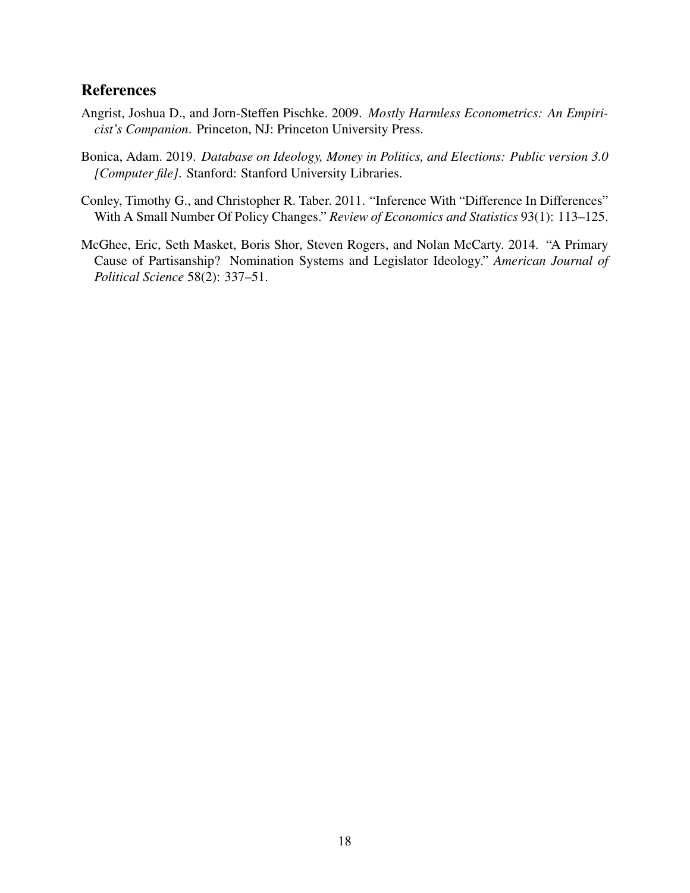## References

Angrist, Joshua D., and Jorn-Steffen Pischke. 2009. *Mostly Harmless Econometrics: An Empiricist's Companion*. Princeton, NJ: Princeton University Press.

Bonica, Adam. 2019. *Database on Ideology, Money in Politics, and Elections: Public version 3.0 [Computer file]*. Stanford: Stanford University Libraries.

Conley, Timothy G., and Christopher R. Taber. 2011. "Inference With "Difference In Differences" With A Small Number Of Policy Changes." *Review of Economics and Statistics* 93(1): 113–125.

McGhee, Eric, Seth Masket, Boris Shor, Steven Rogers, and Nolan McCarty. 2014. "A Primary Cause of Partisanship? Nomination Systems and Legislator Ideology." *American Journal of Political Science* 58(2): 337–51.